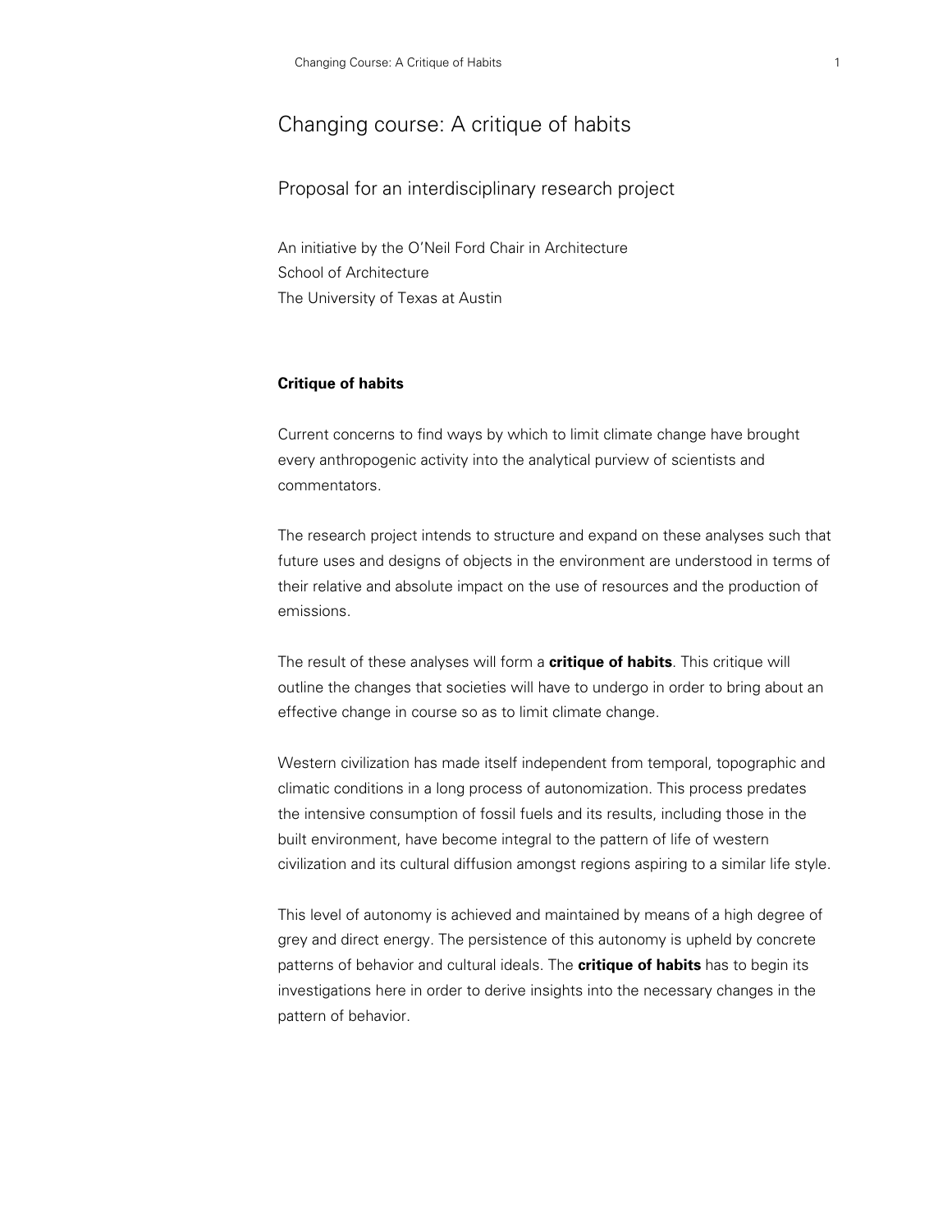# Changing course: A critique of habits

## Proposal for an interdisciplinary research project

An initiative by the O'Neil Ford Chair in Architecture
School of Architecture
The University of Texas at Austin

### Critique of habits

Current concerns to find ways by which to limit climate change have brought every anthropogenic activity into the analytical purview of scientists and commentators.

The research project intends to structure and expand on these analyses such that future uses and designs of objects in the environment are understood in terms of their relative and absolute impact on the use of resources and the production of emissions.

The result of these analyses will form a **critique of habits**. This critique will outline the changes that societies will have to undergo in order to bring about an effective change in course so as to limit climate change.

Western civilization has made itself independent from temporal, topographic and climatic conditions in a long process of autonomization. This process predates the intensive consumption of fossil fuels and its results, including those in the built environment, have become integral to the pattern of life of western civilization and its cultural diffusion amongst regions aspiring to a similar life style.

This level of autonomy is achieved and maintained by means of a high degree of grey and direct energy. The persistence of this autonomy is upheld by concrete patterns of behavior and cultural ideals. The **critique of habits** has to begin its investigations here in order to derive insights into the necessary changes in the pattern of behavior.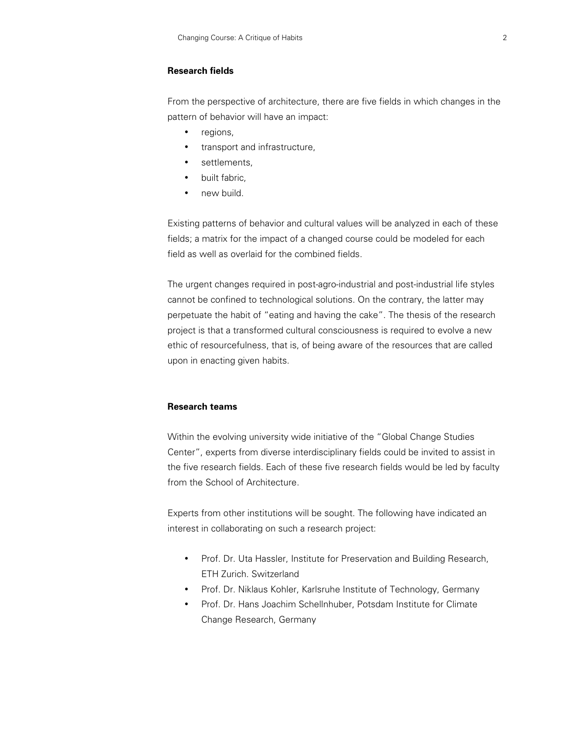## Research fields

From the perspective of architecture, there are five fields in which changes in the pattern of behavior will have an impact:

- regions,
- transport and infrastructure,
- settlements,
- built fabric,
- new build.

Existing patterns of behavior and cultural values will be analyzed in each of these fields; a matrix for the impact of a changed course could be modeled for each field as well as overlaid for the combined fields.

The urgent changes required in post-agro-industrial and post-industrial life styles cannot be confined to technological solutions. On the contrary, the latter may perpetuate the habit of "eating and having the cake". The thesis of the research project is that a transformed cultural consciousness is required to evolve a new ethic of resourcefulness, that is, of being aware of the resources that are called upon in enacting given habits.

## Research teams

Within the evolving university wide initiative of the "Global Change Studies Center", experts from diverse interdisciplinary fields could be invited to assist in the five research fields. Each of these five research fields would be led by faculty from the School of Architecture.

Experts from other institutions will be sought. The following have indicated an interest in collaborating on such a research project:

- Prof. Dr. Uta Hassler, Institute for Preservation and Building Research, ETH Zurich. Switzerland
- Prof. Dr. Niklaus Kohler, Karlsruhe Institute of Technology, Germany
- Prof. Dr. Hans Joachim Schellnhuber, Potsdam Institute for Climate Change Research, Germany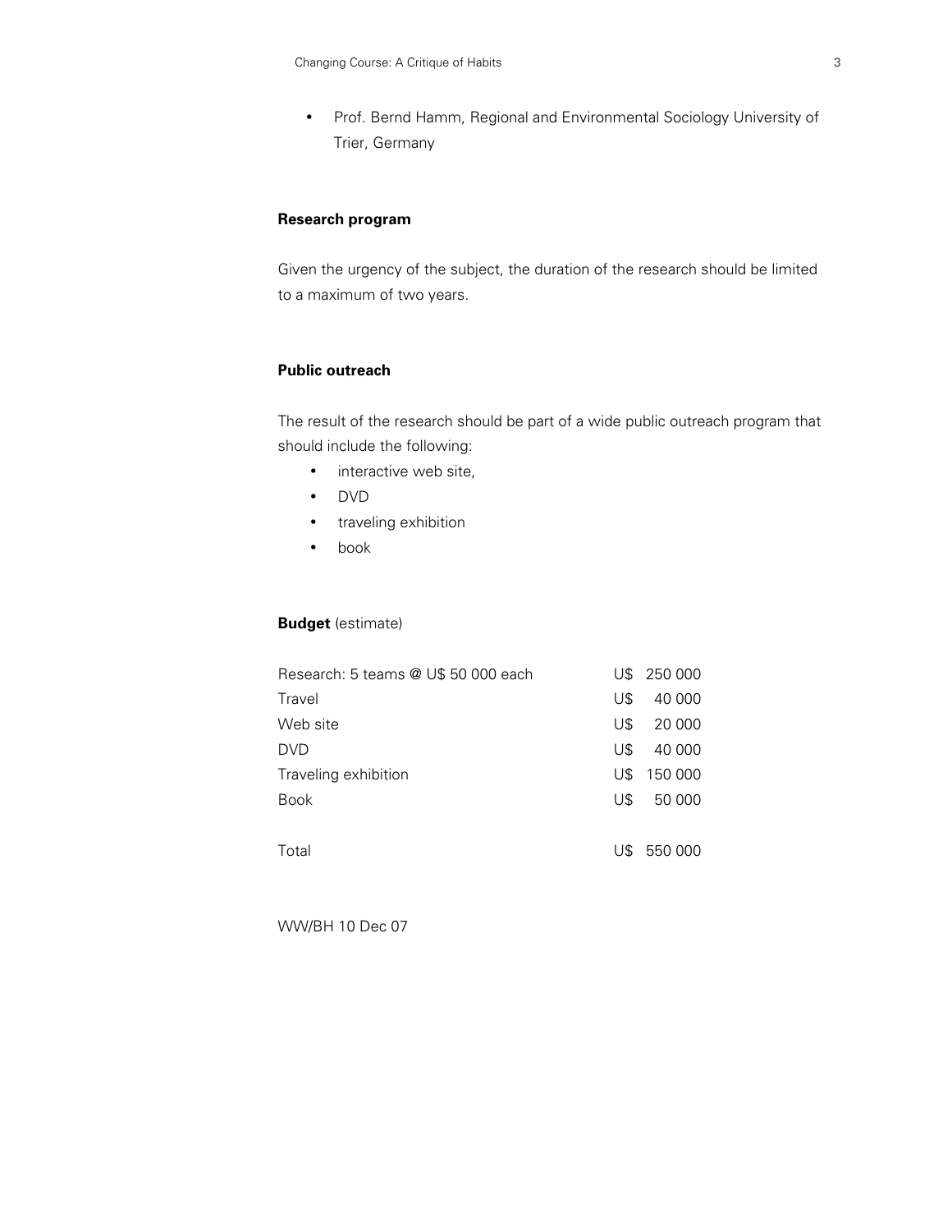- Prof. Bernd Hamm, Regional and Environmental Sociology University of Trier, Germany

**Research program**

Given the urgency of the subject, the duration of the research should be limited to a maximum of two years.

**Public outreach**

The result of the research should be part of a wide public outreach program that should include the following:

- interactive web site,
- DVD
- traveling exhibition
- book

**Budget** (estimate)

| | |
|---|---|
| Research: 5 teams @ U$ 50 000 each | U$ 250 000 |
| Travel | U$ 40 000 |
| Web site | U$ 20 000 |
| DVD | U$ 40 000 |
| Traveling exhibition | U$ 150 000 |
| Book | U$ 50 000 |
| Total | U$ 550 000 |

WW/BH 10 Dec 07